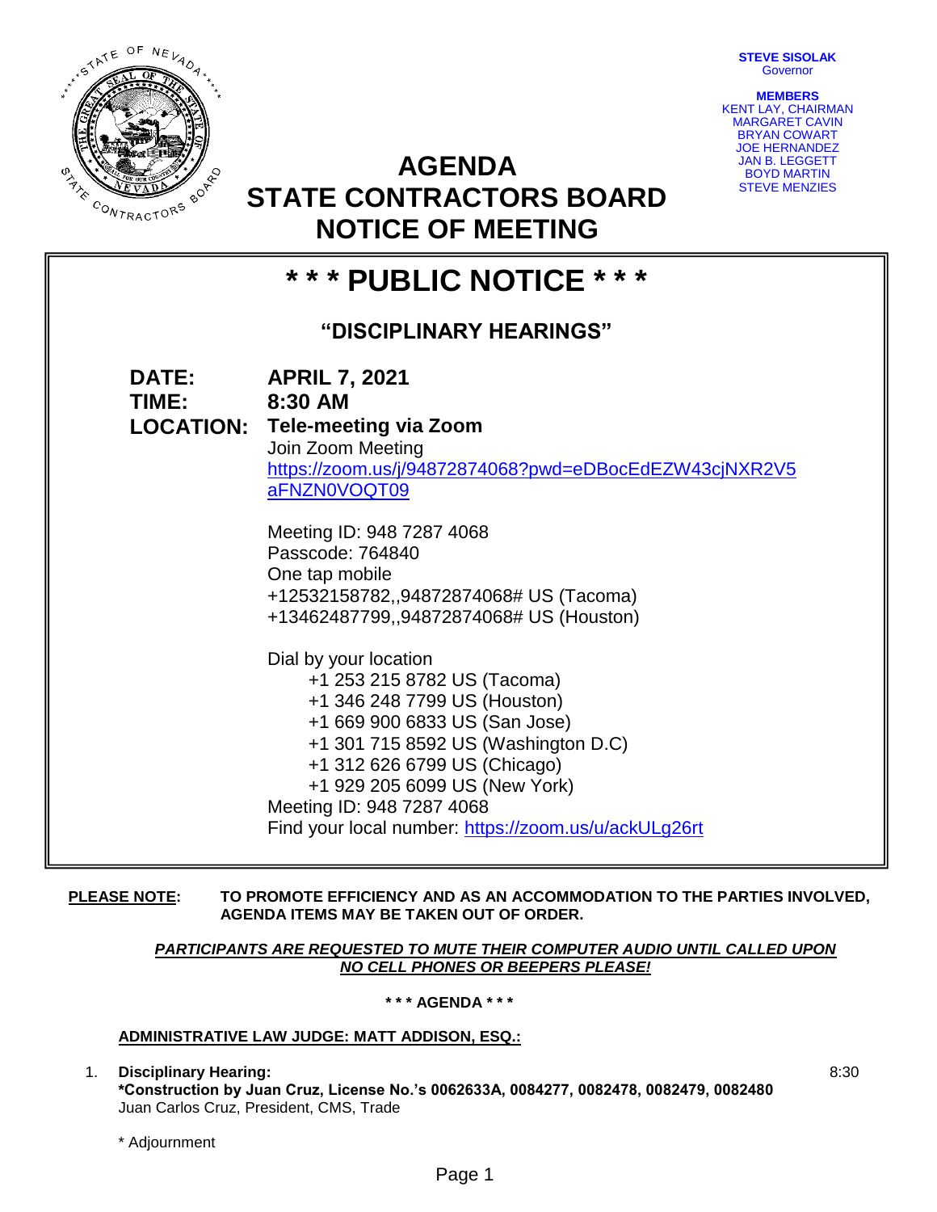**STEVE SISOLAK**
Governor

**MEMBERS**
KENT LAY, CHAIRMAN
MARGARET CAVIN
BRYAN COWART
JOE HERNANDEZ
JAN B. LEGGETT
BOYD MARTIN
STEVE MENZIES

# AGENDA
# STATE CONTRACTORS BOARD
# NOTICE OF MEETING

## * * * PUBLIC NOTICE * * *

### "DISCIPLINARY HEARINGS"

**DATE:** **APRIL 7, 2021**

**TIME:** **8:30 AM**

**LOCATION:** **Tele-meeting via Zoom**

Join Zoom Meeting
https://zoom.us/j/94872874068?pwd=eDBocEdEZW43cjNXR2V5aFNZN0VOQT09

Meeting ID: 948 7287 4068
Passcode: 764840
One tap mobile
+12532158782,,94872874068# US (Tacoma)
+13462487799,,94872874068# US (Houston)

Dial by your location
+1 253 215 8782 US (Tacoma)
+1 346 248 7799 US (Houston)
+1 669 900 6833 US (San Jose)
+1 301 715 8592 US (Washington D.C)
+1 312 626 6799 US (Chicago)
+1 929 205 6099 US (New York)
Meeting ID: 948 7287 4068
Find your local number: https://zoom.us/u/ackULg26rt

**PLEASE NOTE:** **TO PROMOTE EFFICIENCY AND AS AN ACCOMMODATION TO THE PARTIES INVOLVED, AGENDA ITEMS MAY BE TAKEN OUT OF ORDER.**

***PARTICIPANTS ARE REQUESTED TO MUTE THEIR COMPUTER AUDIO UNTIL CALLED UPON***
***NO CELL PHONES OR BEEPERS PLEASE!***

**\* \* \* AGENDA \* \* \***

**ADMINISTRATIVE LAW JUDGE: MATT ADDISON, ESQ.:**

1. **Disciplinary Hearing:** 8:30
   **\*Construction by Juan Cruz, License No.'s 0062633A, 0084277, 0082478, 0082479, 0082480**
   Juan Carlos Cruz, President, CMS, Trade

   \* Adjournment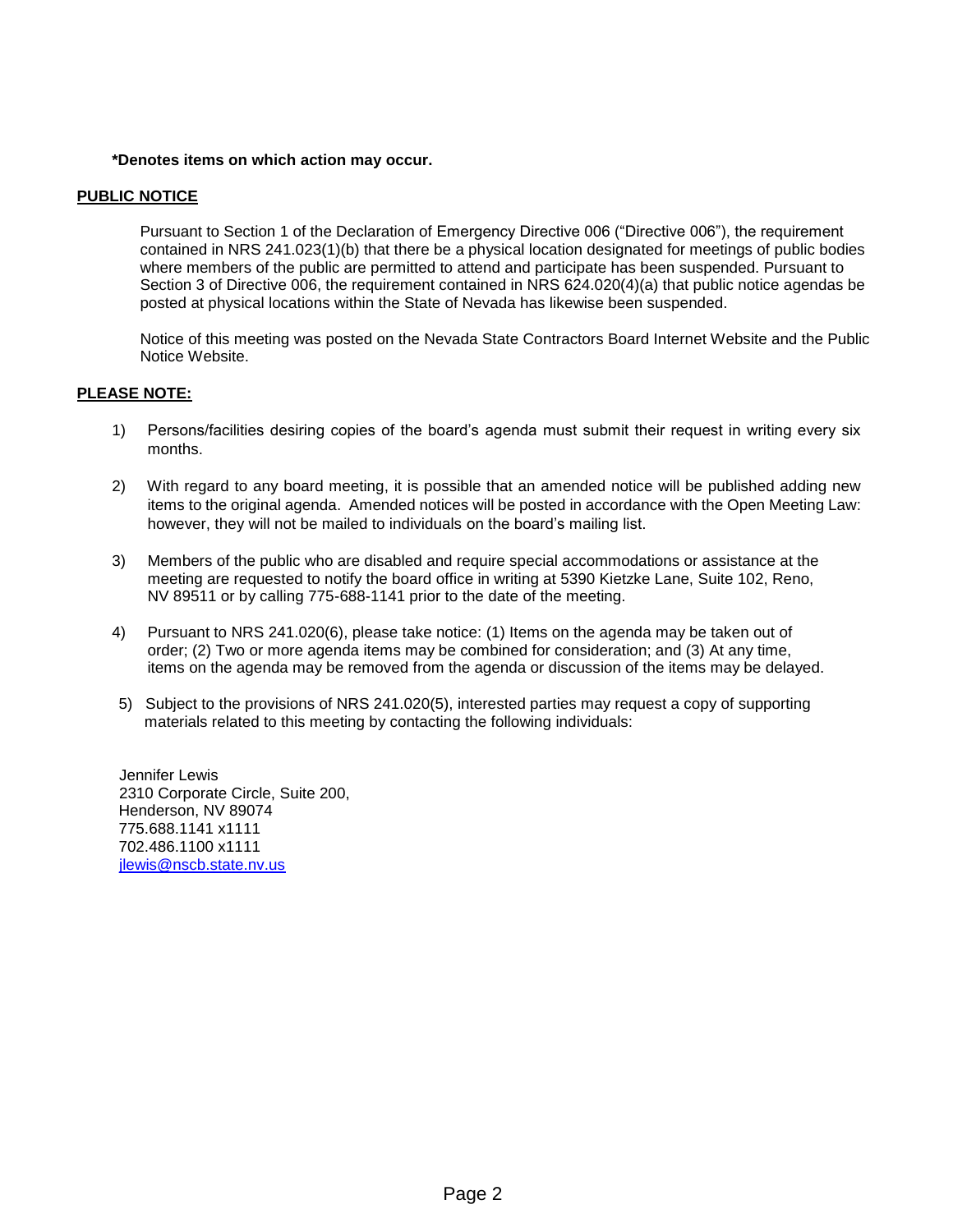**\*Denotes items on which action may occur.**

**PUBLIC NOTICE**

Pursuant to Section 1 of the Declaration of Emergency Directive 006 ("Directive 006"), the requirement contained in NRS 241.023(1)(b) that there be a physical location designated for meetings of public bodies where members of the public are permitted to attend and participate has been suspended. Pursuant to Section 3 of Directive 006, the requirement contained in NRS 624.020(4)(a) that public notice agendas be posted at physical locations within the State of Nevada has likewise been suspended.

Notice of this meeting was posted on the Nevada State Contractors Board Internet Website and the Public Notice Website.

**PLEASE NOTE:**

1) Persons/facilities desiring copies of the board's agenda must submit their request in writing every six months.

2) With regard to any board meeting, it is possible that an amended notice will be published adding new items to the original agenda. Amended notices will be posted in accordance with the Open Meeting Law: however, they will not be mailed to individuals on the board's mailing list.

3) Members of the public who are disabled and require special accommodations or assistance at the meeting are requested to notify the board office in writing at 5390 Kietzke Lane, Suite 102, Reno, NV 89511 or by calling 775-688-1141 prior to the date of the meeting.

4) Pursuant to NRS 241.020(6), please take notice: (1) Items on the agenda may be taken out of order; (2) Two or more agenda items may be combined for consideration; and (3) At any time, items on the agenda may be removed from the agenda or discussion of the items may be delayed.

5) Subject to the provisions of NRS 241.020(5), interested parties may request a copy of supporting materials related to this meeting by contacting the following individuals:

Jennifer Lewis
2310 Corporate Circle, Suite 200,
Henderson, NV 89074
775.688.1141 x1111
702.486.1100 x1111
jlewis@nscb.state.nv.us